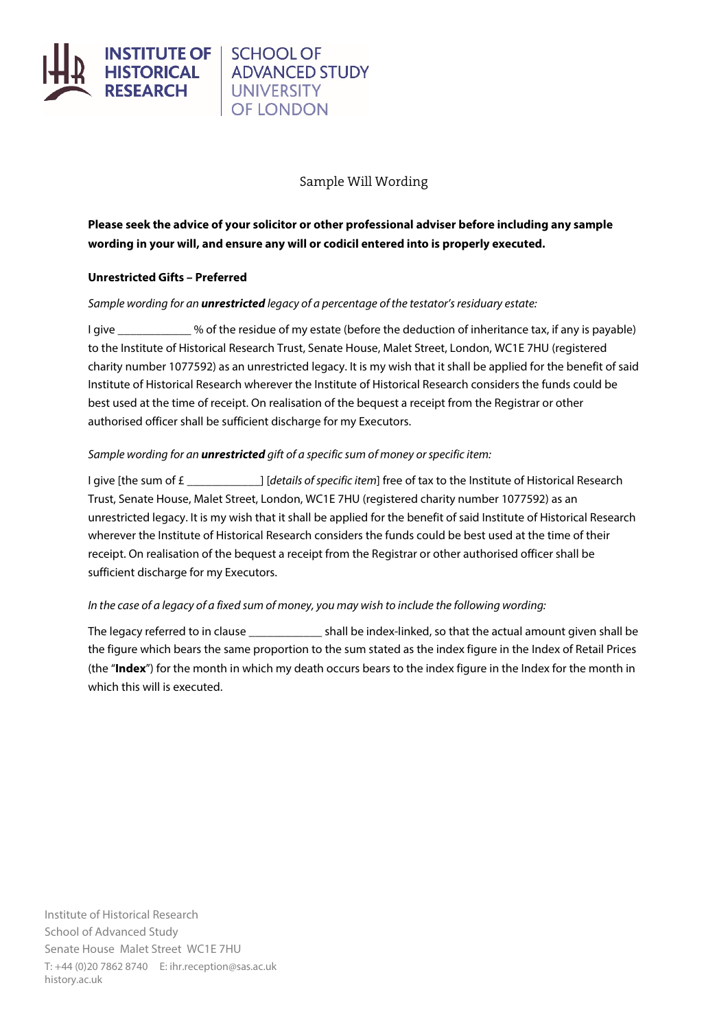INSTITUTE OF HISTORICAL RESEARCH | SCHOOL OF ADVANCED STUDY UNIVERSITY OF LONDON

# Sample Will Wording

**Please seek the advice of your solicitor or other professional adviser before including any sample wording in your will, and ensure any will or codicil entered into is properly executed.**

## Unrestricted Gifts – Preferred

*Sample wording for an **unrestricted** legacy of a percentage of the testator's residuary estate:*

I give ____________ % of the residue of my estate (before the deduction of inheritance tax, if any is payable) to the Institute of Historical Research Trust, Senate House, Malet Street, London, WC1E 7HU (registered charity number 1077592) as an unrestricted legacy. It is my wish that it shall be applied for the benefit of said Institute of Historical Research wherever the Institute of Historical Research considers the funds could be best used at the time of receipt. On realisation of the bequest a receipt from the Registrar or other authorised officer shall be sufficient discharge for my Executors.

*Sample wording for an **unrestricted** gift of a specific sum of money or specific item:*

I give [the sum of £ ____________] [*details of specific item*] free of tax to the Institute of Historical Research Trust, Senate House, Malet Street, London, WC1E 7HU (registered charity number 1077592) as an unrestricted legacy. It is my wish that it shall be applied for the benefit of said Institute of Historical Research wherever the Institute of Historical Research considers the funds could be best used at the time of their receipt. On realisation of the bequest a receipt from the Registrar or other authorised officer shall be sufficient discharge for my Executors.

*In the case of a legacy of a fixed sum of money, you may wish to include the following wording:*

The legacy referred to in clause ____________ shall be index-linked, so that the actual amount given shall be the figure which bears the same proportion to the sum stated as the index figure in the Index of Retail Prices (the "**Index**") for the month in which my death occurs bears to the index figure in the Index for the month in which this will is executed.

Institute of Historical Research
School of Advanced Study
Senate House Malet Street WC1E 7HU
T: +44 (0)20 7862 8740 E: ihr.reception@sas.ac.uk
history.ac.uk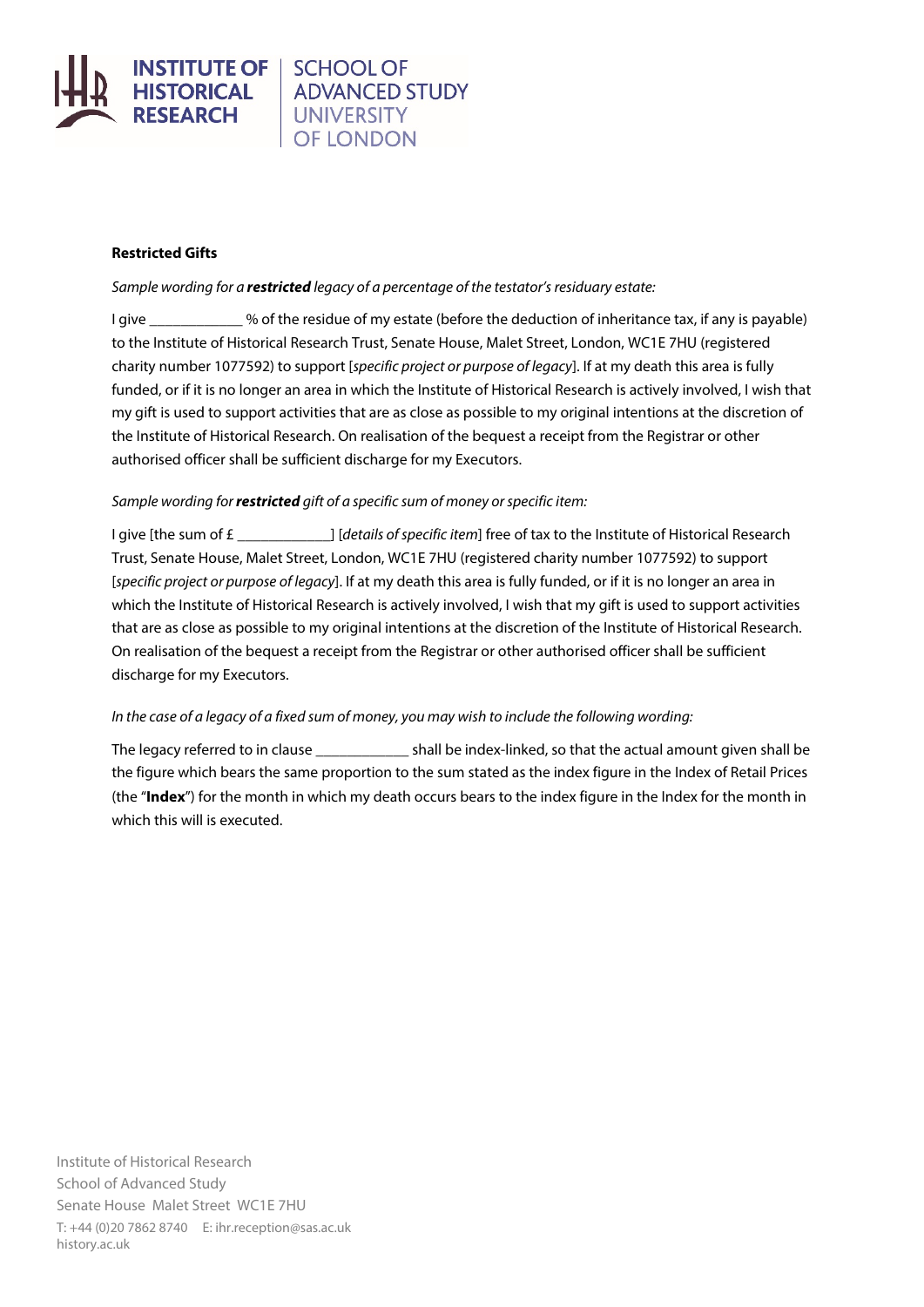**Restricted Gifts**

*Sample wording for a **restricted** legacy of a percentage of the testator's residuary estate:*

I give ____________ % of the residue of my estate (before the deduction of inheritance tax, if any is payable) to the Institute of Historical Research Trust, Senate House, Malet Street, London, WC1E 7HU (registered charity number 1077592) to support [*specific project or purpose of legacy*]. If at my death this area is fully funded, or if it is no longer an area in which the Institute of Historical Research is actively involved, I wish that my gift is used to support activities that are as close as possible to my original intentions at the discretion of the Institute of Historical Research. On realisation of the bequest a receipt from the Registrar or other authorised officer shall be sufficient discharge for my Executors.

*Sample wording for **restricted** gift of a specific sum of money or specific item:*

I give [the sum of £ ____________] [*details of specific item*] free of tax to the Institute of Historical Research Trust, Senate House, Malet Street, London, WC1E 7HU (registered charity number 1077592) to support [*specific project or purpose of legacy*]. If at my death this area is fully funded, or if it is no longer an area in which the Institute of Historical Research is actively involved, I wish that my gift is used to support activities that are as close as possible to my original intentions at the discretion of the Institute of Historical Research. On realisation of the bequest a receipt from the Registrar or other authorised officer shall be sufficient discharge for my Executors.

*In the case of a legacy of a fixed sum of money, you may wish to include the following wording:*

The legacy referred to in clause ____________ shall be index-linked, so that the actual amount given shall be the figure which bears the same proportion to the sum stated as the index figure in the Index of Retail Prices (the "**Index**") for the month in which my death occurs bears to the index figure in the Index for the month in which this will is executed.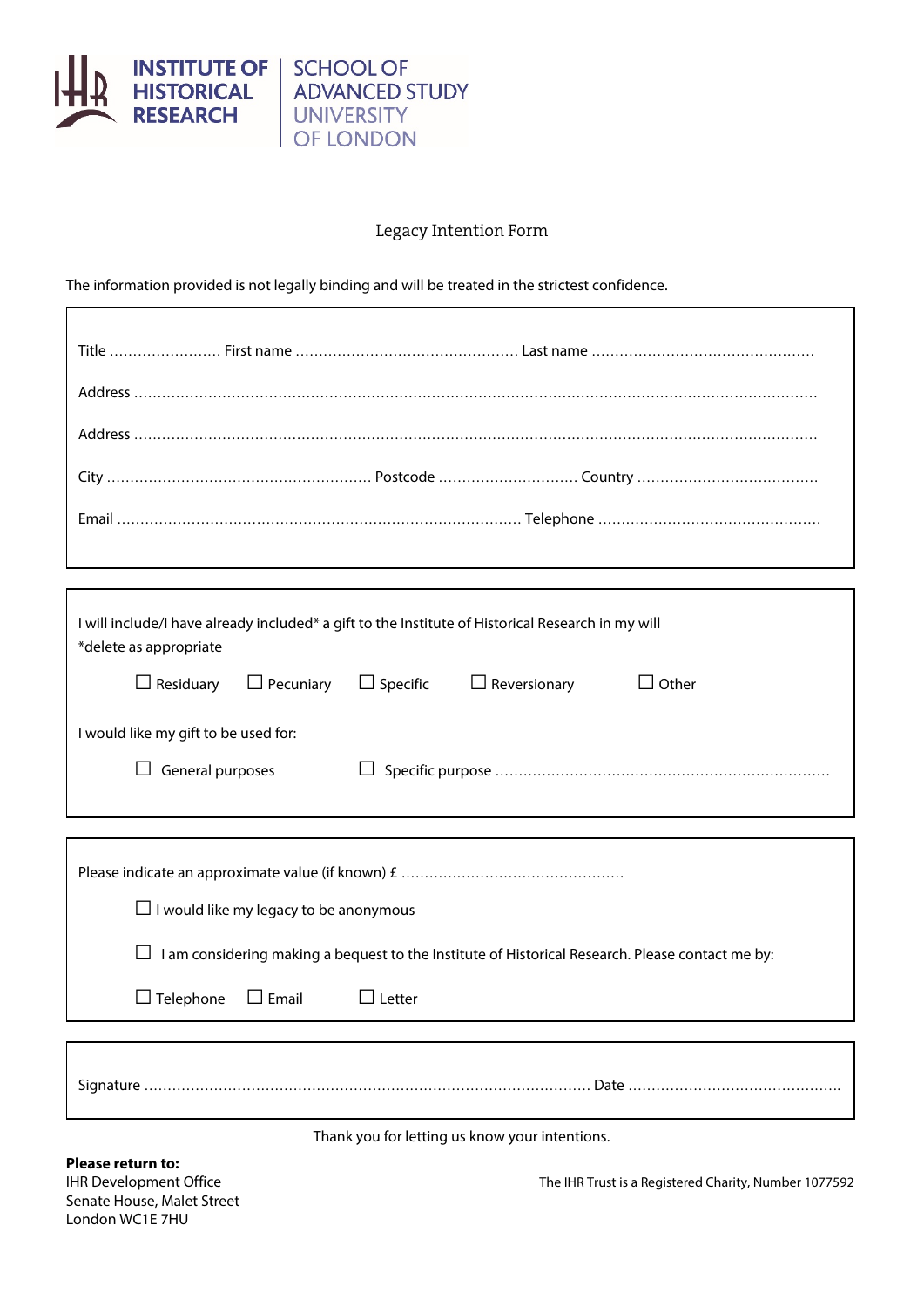INSTITUTE OF HISTORICAL RESEARCH | SCHOOL OF ADVANCED STUDY UNIVERSITY OF LONDON

# Legacy Intention Form

The information provided is not legally binding and will be treated in the strictest confidence.

Title ........................ First name ............................................... Last name ...............................................

Address ...............................................................................................................................................

Address ...............................................................................................................................................

City ........................................................ Postcode ............................. Country ......................................

Email ..................................................................................... Telephone ...............................................

---

I will include/I have already included* a gift to the Institute of Historical Research in my will
*delete as appropriate

☐ Residuary ☐ Pecuniary ☐ Specific ☐ Reversionary ☐ Other

I would like my gift to be used for:

☐ General purposes ☐ Specific purpose .......................................................................

---

Please indicate an approximate value (if known) £ ...............................................

☐ I would like my legacy to be anonymous

☐ I am considering making a bequest to the Institute of Historical Research. Please contact me by:

☐ Telephone ☐ Email ☐ Letter

---

Signature .............................................................................................. Date ............................................

Thank you for letting us know your intentions.

**Please return to:**
IHR Development Office
Senate House, Malet Street
London WC1E 7HU

The IHR Trust is a Registered Charity, Number 1077592